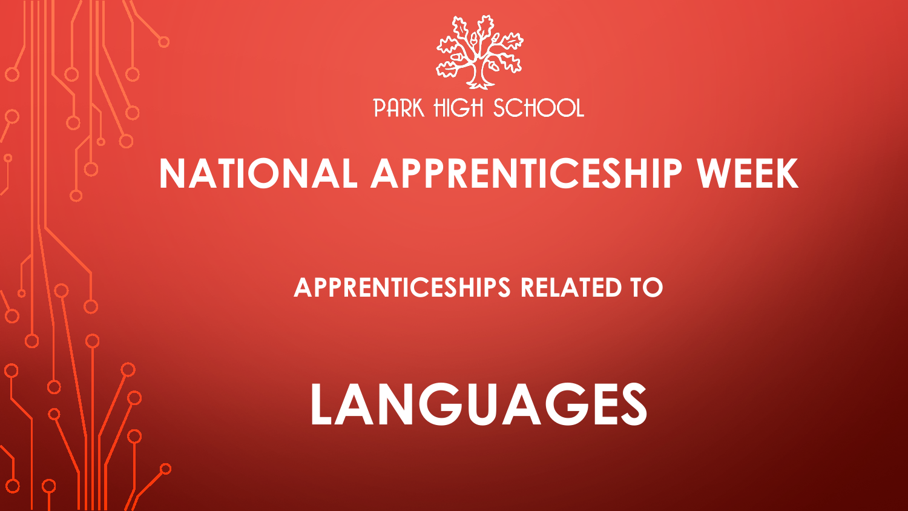PARK HIGH SCHOOL

# NATIONAL APPRENTICESHIP WEEK

## APPRENTICESHIPS RELATED TO

# LANGUAGES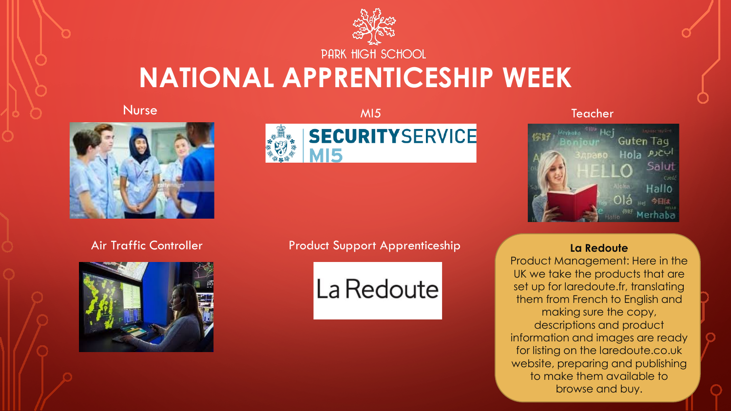PARK HIGH SCHOOL

# NATIONAL APPRENTICESHIP WEEK

Nurse

MI5

Teacher

Air Traffic Controller

Product Support Apprenticeship

**La Redoute**

Product Management: Here in the UK we take the products that are set up for laredoute.fr, translating them from French to English and making sure the copy, descriptions and product information and images are ready for listing on the laredoute.co.uk website, preparing and publishing to make them available to browse and buy.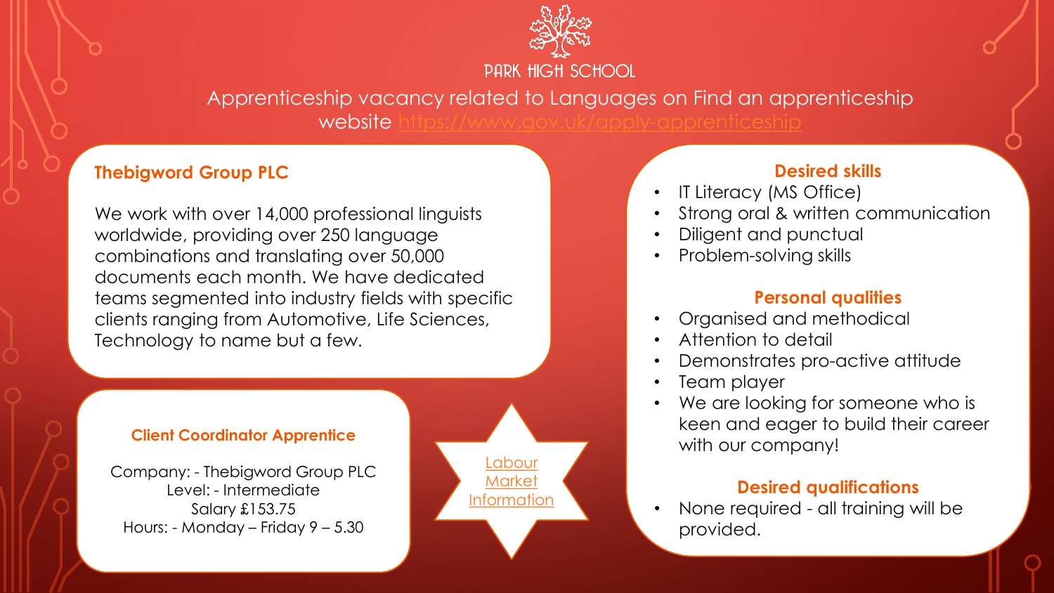PARK HIGH SCHOOL

# Apprenticeship vacancy related to Languages on Find an apprenticeship website https://www.gov.uk/apply-apprenticeship

## Thebigword Group PLC

We work with over 14,000 professional linguists worldwide, providing over 250 language combinations and translating over 50,000 documents each month. We have dedicated teams segmented into industry fields with specific clients ranging from Automotive, Life Sciences, Technology to name but a few.

### Client Coordinator Apprentice

Company: - Thebigword Group PLC
Level: - Intermediate
Salary £153.75
Hours: - Monday – Friday 9 – 5.30

Labour Market Information

### Desired skills

- IT Literacy (MS Office)
- Strong oral & written communication
- Diligent and punctual
- Problem-solving skills

### Personal qualities

- Organised and methodical
- Attention to detail
- Demonstrates pro-active attitude
- Team player
- We are looking for someone who is keen and eager to build their career with our company!

### Desired qualifications

- None required - all training will be provided.